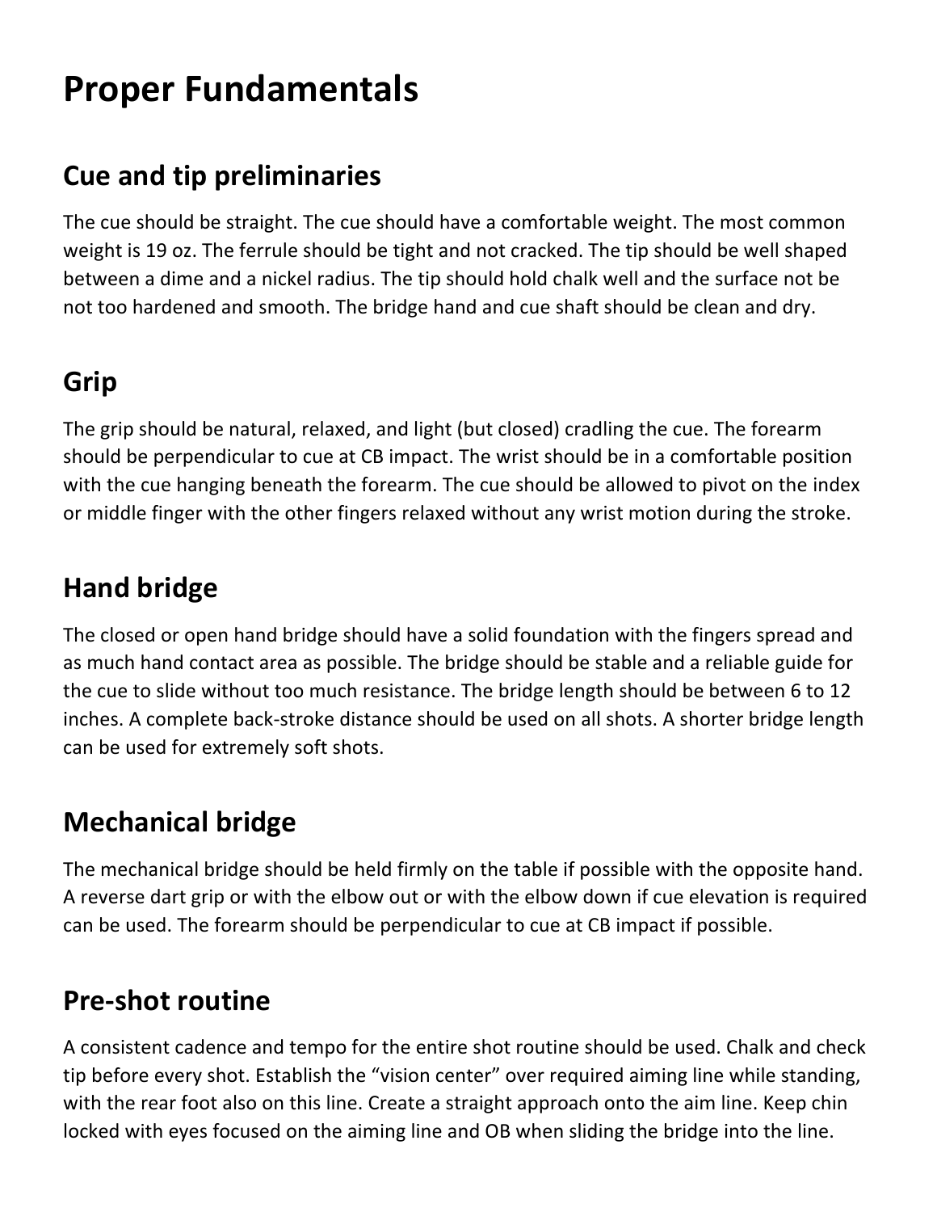# Proper Fundamentals

## Cue and tip preliminaries

The cue should be straight. The cue should have a comfortable weight. The most common weight is 19 oz. The ferrule should be tight and not cracked. The tip should be well shaped between a dime and a nickel radius. The tip should hold chalk well and the surface not be not too hardened and smooth. The bridge hand and cue shaft should be clean and dry.

## Grip

The grip should be natural, relaxed, and light (but closed) cradling the cue. The forearm should be perpendicular to cue at CB impact. The wrist should be in a comfortable position with the cue hanging beneath the forearm. The cue should be allowed to pivot on the index or middle finger with the other fingers relaxed without any wrist motion during the stroke.

## Hand bridge

The closed or open hand bridge should have a solid foundation with the fingers spread and as much hand contact area as possible. The bridge should be stable and a reliable guide for the cue to slide without too much resistance. The bridge length should be between 6 to 12 inches. A complete back-stroke distance should be used on all shots. A shorter bridge length can be used for extremely soft shots.

## Mechanical bridge

The mechanical bridge should be held firmly on the table if possible with the opposite hand. A reverse dart grip or with the elbow out or with the elbow down if cue elevation is required can be used. The forearm should be perpendicular to cue at CB impact if possible.

## Pre-shot routine

A consistent cadence and tempo for the entire shot routine should be used. Chalk and check tip before every shot. Establish the “vision center” over required aiming line while standing, with the rear foot also on this line. Create a straight approach onto the aim line. Keep chin locked with eyes focused on the aiming line and OB when sliding the bridge into the line.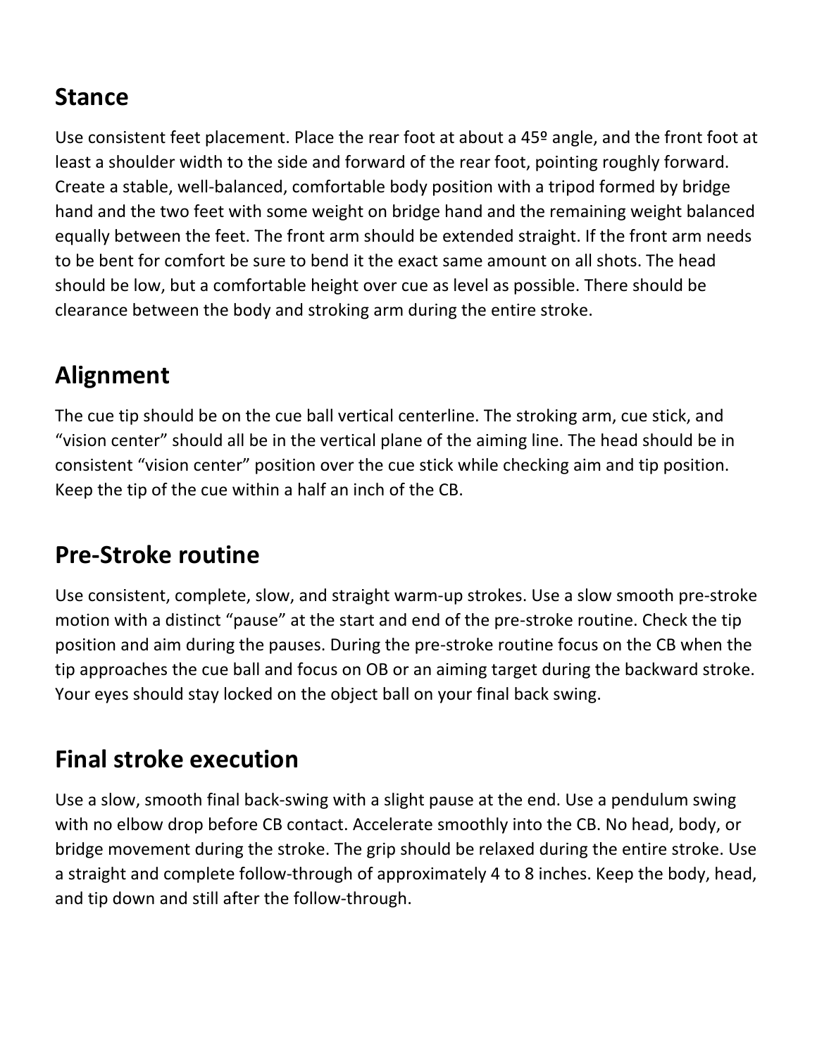## Stance

Use consistent feet placement. Place the rear foot at about a 45º angle, and the front foot at least a shoulder width to the side and forward of the rear foot, pointing roughly forward. Create a stable, well-balanced, comfortable body position with a tripod formed by bridge hand and the two feet with some weight on bridge hand and the remaining weight balanced equally between the feet. The front arm should be extended straight. If the front arm needs to be bent for comfort be sure to bend it the exact same amount on all shots. The head should be low, but a comfortable height over cue as level as possible. There should be clearance between the body and stroking arm during the entire stroke.

## Alignment

The cue tip should be on the cue ball vertical centerline. The stroking arm, cue stick, and "vision center" should all be in the vertical plane of the aiming line. The head should be in consistent "vision center" position over the cue stick while checking aim and tip position. Keep the tip of the cue within a half an inch of the CB.

## Pre-Stroke routine

Use consistent, complete, slow, and straight warm-up strokes. Use a slow smooth pre-stroke motion with a distinct "pause" at the start and end of the pre-stroke routine. Check the tip position and aim during the pauses. During the pre-stroke routine focus on the CB when the tip approaches the cue ball and focus on OB or an aiming target during the backward stroke. Your eyes should stay locked on the object ball on your final back swing.

## Final stroke execution

Use a slow, smooth final back-swing with a slight pause at the end. Use a pendulum swing with no elbow drop before CB contact. Accelerate smoothly into the CB. No head, body, or bridge movement during the stroke. The grip should be relaxed during the entire stroke. Use a straight and complete follow-through of approximately 4 to 8 inches. Keep the body, head, and tip down and still after the follow-through.